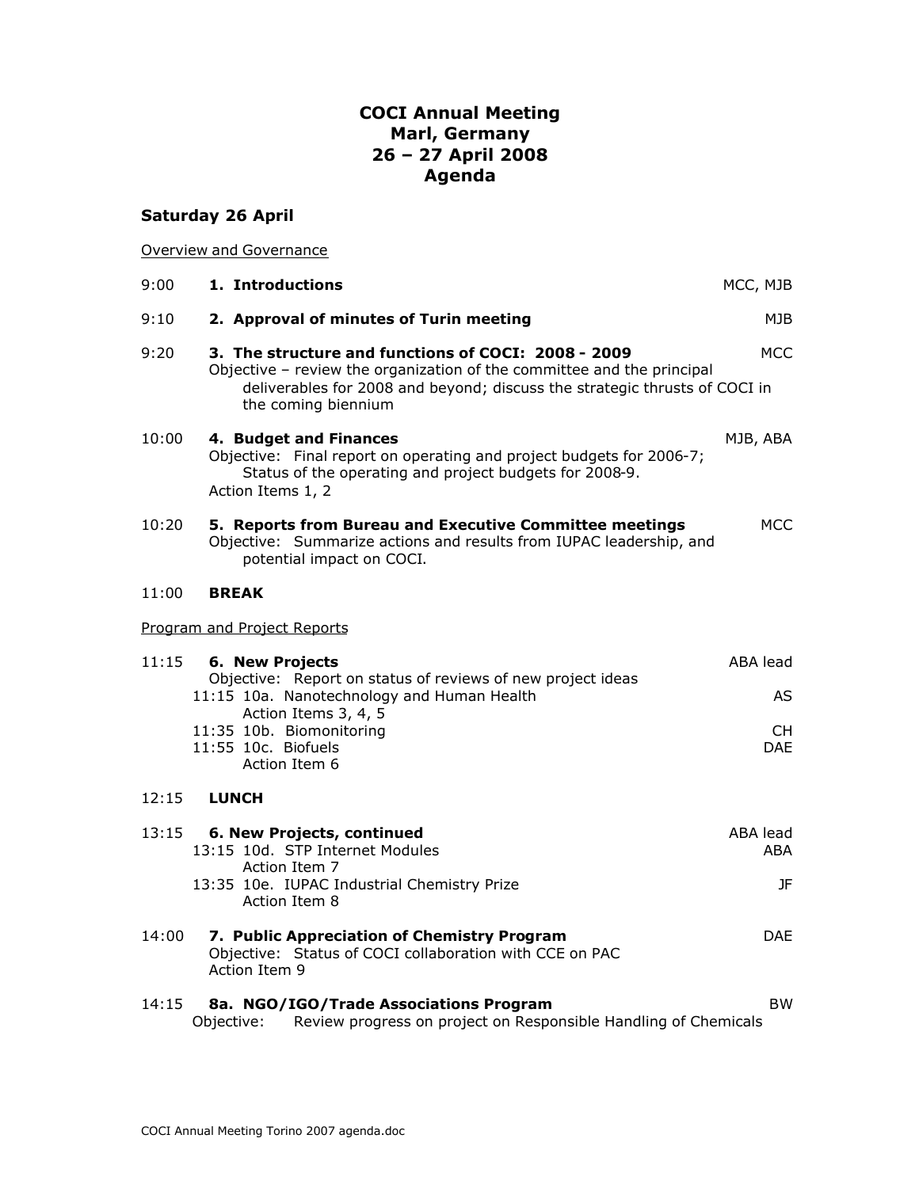# COCI Annual Meeting
# Marl, Germany
# 26 – 27 April 2008
# Agenda

## Saturday 26 April

Overview and Governance

| | | |
|---|---|---|
| 9:00 | **1. Introductions** | MCC, MJB |
| 9:10 | **2. Approval of minutes of Turin meeting** | MJB |
| 9:20 | **3. The structure and functions of COCI: 2008 - 2009**<br>Objective – review the organization of the committee and the principal deliverables for 2008 and beyond; discuss the strategic thrusts of COCI in the coming biennium | MCC |
| 10:00 | **4. Budget and Finances**<br>Objective: Final report on operating and project budgets for 2006-7; Status of the operating and project budgets for 2008-9.<br>Action Items 1, 2 | MJB, ABA |
| 10:20 | **5. Reports from Bureau and Executive Committee meetings**<br>Objective: Summarize actions and results from IUPAC leadership, and potential impact on COCI. | MCC |
| 11:00 | **BREAK** | |

Program and Project Reports

| | | |
|---|---|---|
| 11:15 | **6. New Projects**<br>Objective: Report on status of reviews of new project ideas | ABA lead |
| | 11:15 10a. Nanotechnology and Human Health<br>Action Items 3, 4, 5 | AS |
| | 11:35 10b. Biomonitoring | CH |
| | 11:55 10c. Biofuels<br>Action Item 6 | DAE |
| 12:15 | **LUNCH** | |
| 13:15 | **6. New Projects, continued** | ABA lead |
| | 13:15 10d. STP Internet Modules<br>Action Item 7 | ABA |
| | 13:35 10e. IUPAC Industrial Chemistry Prize<br>Action Item 8 | JF |
| 14:00 | **7. Public Appreciation of Chemistry Program**<br>Objective: Status of COCI collaboration with CCE on PAC<br>Action Item 9 | DAE |
| 14:15 | **8a. NGO/IGO/Trade Associations Program**<br>Objective: Review progress on project on Responsible Handling of Chemicals | BW |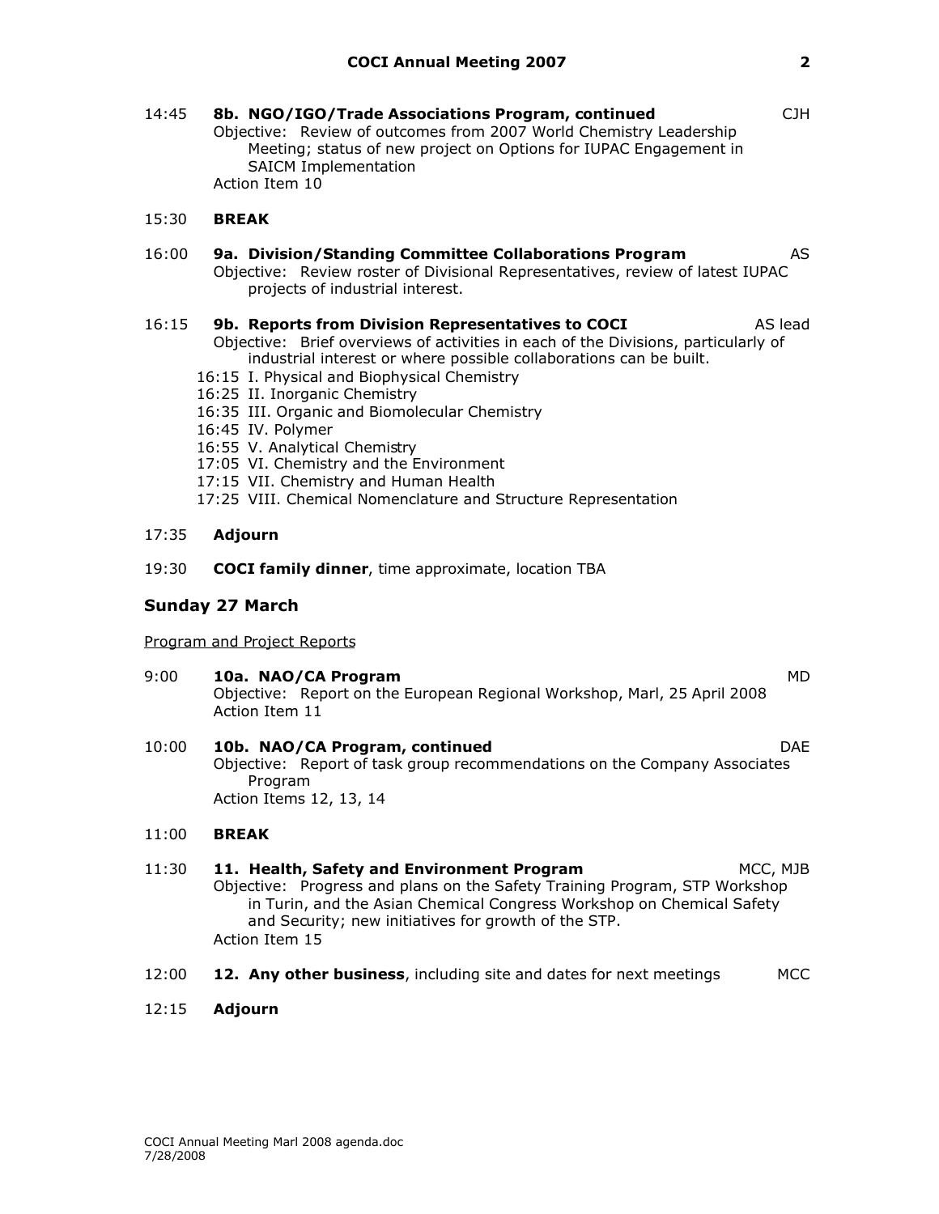14:45 **8b. NGO/IGO/Trade Associations Program, continued** CJH
Objective: Review of outcomes from 2007 World Chemistry Leadership Meeting; status of new project on Options for IUPAC Engagement in SAICM Implementation
Action Item 10

15:30 **BREAK**

16:00 **9a. Division/Standing Committee Collaborations Program** AS
Objective: Review roster of Divisional Representatives, review of latest IUPAC projects of industrial interest.

16:15 **9b. Reports from Division Representatives to COCI** AS lead
Objective: Brief overviews of activities in each of the Divisions, particularly of industrial interest or where possible collaborations can be built.

- 16:15 I. Physical and Biophysical Chemistry
- 16:25 II. Inorganic Chemistry
- 16:35 III. Organic and Biomolecular Chemistry
- 16:45 IV. Polymer
- 16:55 V. Analytical Chemistry
- 17:05 VI. Chemistry and the Environment
- 17:15 VII. Chemistry and Human Health
- 17:25 VIII. Chemical Nomenclature and Structure Representation

17:35 **Adjourn**

19:30 **COCI family dinner**, time approximate, location TBA

### Sunday 27 March

Program and Project Reports

9:00 **10a. NAO/CA Program** MD
Objective: Report on the European Regional Workshop, Marl, 25 April 2008
Action Item 11

10:00 **10b. NAO/CA Program, continued** DAE
Objective: Report of task group recommendations on the Company Associates Program
Action Items 12, 13, 14

11:00 **BREAK**

11:30 **11. Health, Safety and Environment Program** MCC, MJB
Objective: Progress and plans on the Safety Training Program, STP Workshop in Turin, and the Asian Chemical Congress Workshop on Chemical Safety and Security; new initiatives for growth of the STP.
Action Item 15

12:00 **12. Any other business**, including site and dates for next meetings MCC

12:15 **Adjourn**

COCI Annual Meeting Marl 2008 agenda.doc
7/28/2008